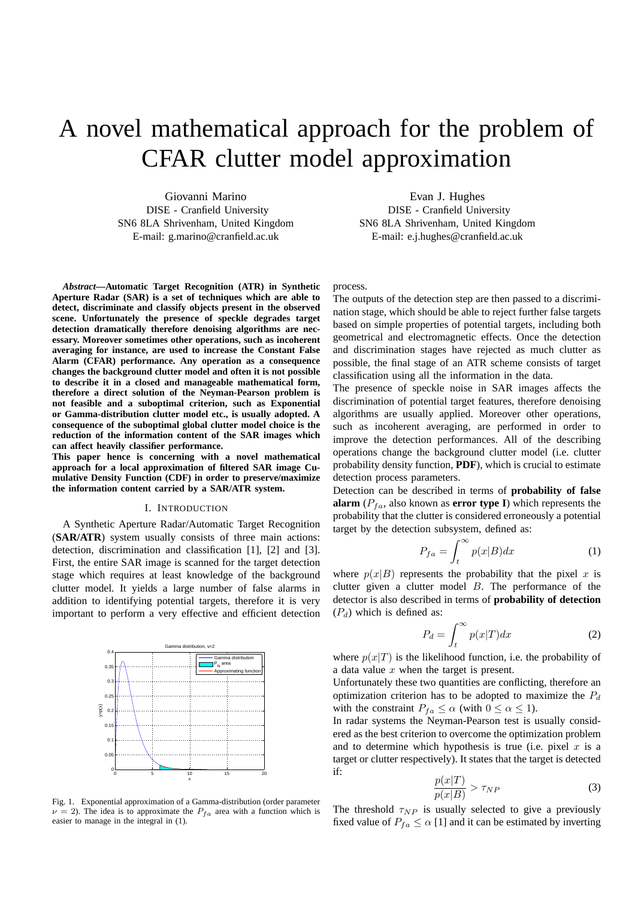# A novel mathematical approach for the problem of CFAR clutter model approximation

Giovanni Marino
DISE - Cranfield University
SN6 8LA Shrivenham, United Kingdom
E-mail: g.marino@cranfield.ac.uk

Evan J. Hughes
DISE - Cranfield University
SN6 8LA Shrivenham, United Kingdom
E-mail: e.j.hughes@cranfield.ac.uk

***Abstract*—Automatic Target Recognition (ATR) in Synthetic Aperture Radar (SAR) is a set of techniques which are able to detect, discriminate and classify objects present in the observed scene. Unfortunately the presence of speckle degrades target detection dramatically therefore denoising algorithms are necessary. Moreover sometimes other operations, such as incoherent averaging for instance, are used to increase the Constant False Alarm (CFAR) performance. Any operation as a consequence changes the background clutter model and often it is not possible to describe it in a closed and manageable mathematical form, therefore a direct solution of the Neyman-Pearson problem is not feasible and a suboptimal criterion, such as Exponential or Gamma-distribution clutter model etc., is usually adopted. A consequence of the suboptimal global clutter model choice is the reduction of the information content of the SAR images which can affect heavily classifier performance.**

**This paper hence is concerning with a novel mathematical approach for a local approximation of filtered SAR image Cumulative Density Function (CDF) in order to preserve/maximize the information content carried by a SAR/ATR system.**

## I. Introduction

A Synthetic Aperture Radar/Automatic Target Recognition (**SAR/ATR**) system usually consists of three main actions: detection, discrimination and classification [1], [2] and [3]. First, the entire SAR image is scanned for the target detection stage which requires at least knowledge of the background clutter model. It yields a large number of false alarms in addition to identifying potential targets, therefore it is very important to perform a very effective and efficient detection process.

Fig. 1. Exponential approximation of a Gamma-distribution (order parameter $\nu = 2$). The idea is to approximate the $P_{fa}$ area with a function which is easier to manage in the integral in (1).

The outputs of the detection step are then passed to a discrimination stage, which should be able to reject further false targets based on simple properties of potential targets, including both geometrical and electromagnetic effects. Once the detection and discrimination stages have rejected as much clutter as possible, the final stage of an ATR scheme consists of target classification using all the information in the data.

The presence of speckle noise in SAR images affects the discrimination of potential target features, therefore denoising algorithms are usually applied. Moreover other operations, such as incoherent averaging, are performed in order to improve the detection performances. All of the describing operations change the background clutter model (i.e. clutter probability density function, **PDF**), which is crucial to estimate detection process parameters.

Detection can be described in terms of **probability of false alarm** ($P_{fa}$, also known as **error type I**) which represents the probability that the clutter is considered erroneously a potential target by the detection subsystem, defined as:

$$P_{fa} = \int_t^\infty p(x|B)dx \tag{1}$$

where $p(x|B)$ represents the probability that the pixel $x$ is clutter given a clutter model $B$. The performance of the detector is also described in terms of **probability of detection** ($P_d$) which is defined as:

$$P_d = \int_t^\infty p(x|T)dx \tag{2}$$

where $p(x|T)$ is the likelihood function, i.e. the probability of a data value $x$ when the target is present.

Unfortunately these two quantities are conflicting, therefore an optimization criterion has to be adopted to maximize the $P_d$ with the constraint $P_{fa} \leq \alpha$ (with $0 \leq \alpha \leq 1$).

In radar systems the Neyman-Pearson test is usually considered as the best criterion to overcome the optimization problem and to determine which hypothesis is true (i.e. pixel $x$ is a target or clutter respectively). It states that the target is detected if:

$$\frac{p(x|T)}{p(x|B)} > \tau_{NP} \tag{3}$$

The threshold $\tau_{NP}$ is usually selected to give a previously fixed value of $P_{fa} \leq \alpha$ [1] and it can be estimated by inverting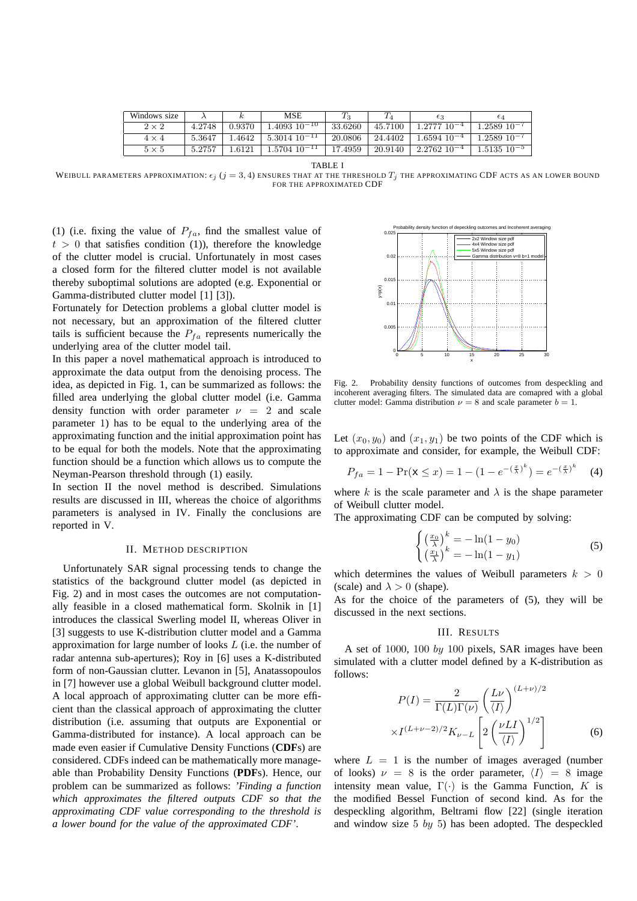| Windows size | $\lambda$ | $k$ | MSE | $T_3$ | $T_4$ | $\epsilon_3$ | $\epsilon_4$ |
|---|---|---|---|---|---|---|---|
| $2 \times 2$ | 4.2748 | 0.9370 | $1.4093\ 10^{-10}$ | 33.6260 | 45.7100 | $1.2777\ 10^{-4}$ | $1.2589\ 10^{-7}$ |
| $4 \times 4$ | 5.3647 | 1.4642 | $5.3014\ 10^{-11}$ | 20.0806 | 24.4402 | $1.6594\ 10^{-4}$ | $1.2589\ 10^{-7}$ |
| $5 \times 5$ | 5.2757 | 1.6121 | $1.5704\ 10^{-11}$ | 17.4959 | 20.9140 | $2.2762\ 10^{-4}$ | $1.5135\ 10^{-5}$ |

TABLE I

WEIBULL PARAMETERS APPROXIMATION: $\epsilon_j$ ($j = 3, 4$) ENSURES THAT AT THE THRESHOLD $T_j$ THE APPROXIMATING CDF ACTS AS AN LOWER BOUND FOR THE APPROXIMATED CDF

(1) (i.e. fixing the value of $P_{fa}$, find the smallest value of $t > 0$ that satisfies condition (1)), therefore the knowledge of the clutter model is crucial. Unfortunately in most cases a closed form for the filtered clutter model is not available thereby suboptimal solutions are adopted (e.g. Exponential or Gamma-distributed clutter model [1] [3]).

Fortunately for Detection problems a global clutter model is not necessary, but an approximation of the filtered clutter tails is sufficient because the $P_{fa}$ represents numerically the underlying area of the clutter model tail.

In this paper a novel mathematical approach is introduced to approximate the data output from the denoising process. The idea, as depicted in Fig. 1, can be summarized as follows: the filled area underlying the global clutter model (i.e. Gamma density function with order parameter $\nu = 2$ and scale parameter 1) has to be equal to the underlying area of the approximating function and the initial approximation point has to be equal for both the models. Note that the approximating function should be a function which allows us to compute the Neyman-Pearson threshold through (1) easily.

In section II the novel method is described. Simulations results are discussed in III, whereas the choice of algorithms parameters is analysed in IV. Finally the conclusions are reported in V.

## II. Method Description

Unfortunately SAR signal processing tends to change the statistics of the background clutter model (as depicted in Fig. 2) and in most cases the outcomes are not computationally feasible in a closed mathematical form. Skolnik in [1] introduces the classical Swerling model II, whereas Oliver in [3] suggests to use K-distribution clutter model and a Gamma approximation for large number of looks $L$ (i.e. the number of radar antenna sub-apertures); Roy in [6] uses a K-distributed form of non-Gaussian clutter. Levanon in [5], Anatassopoulos in [7] however use a global Weibull background clutter model. A local approach of approximating clutter can be more efficient than the classical approach of approximating the clutter distribution (i.e. assuming that outputs are Exponential or Gamma-distributed for instance). A local approach can be made even easier if Cumulative Density Functions (**CDF**s) are considered. CDFs indeed can be mathematically more manageable than Probability Density Functions (**PDF**s). Hence, our problem can be summarized as follows: *'Finding a function which approximates the filtered outputs CDF so that the approximating CDF value corresponding to the threshold is a lower bound for the value of the approximated CDF'.*

Fig. 2. Probability density functions of outcomes from despeckling and incoherent averaging filters. The simulated data are comapred with a global clutter model: Gamma distribution $\nu = 8$ and scale parameter $b = 1$.

Let $(x_0, y_0)$ and $(x_1, y_1)$ be two points of the CDF which is to approximate and consider, for example, the Weibull CDF:

$$P_{fa} = 1 - \Pr(\mathsf{x} \le x) = 1 - (1 - e^{-(\frac{x}{\lambda})^k}) = e^{-(\frac{x}{\lambda})^k} \quad (4)$$

where $k$ is the scale parameter and $\lambda$ is the shape parameter of Weibull clutter model.

The approximating CDF can be computed by solving:

$$\begin{cases} \left(\frac{x_0}{\lambda}\right)^k = -\ln(1 - y_0) \\ \left(\frac{x_1}{\lambda}\right)^k = -\ln(1 - y_1) \end{cases} \quad (5)$$

which determines the values of Weibull parameters $k > 0$ (scale) and $\lambda > 0$ (shape).

As for the choice of the parameters of (5), they will be discussed in the next sections.

## III. Results

A set of 1000, 100 *by* 100 pixels, SAR images have been simulated with a clutter model defined by a K-distribution as follows:

$$P(I) = \frac{2}{\Gamma(L)\Gamma(\nu)} \left(\frac{L\nu}{\langle I \rangle}\right)^{(L+\nu)/2} \times I^{(L+\nu-2)/2} K_{\nu-L} \left[ 2 \left( \frac{\nu L I}{\langle I \rangle} \right)^{1/2} \right] \quad (6)$$

where $L = 1$ is the number of images averaged (number of looks) $\nu = 8$ is the order parameter, $\langle I \rangle = 8$ image intensity mean value, $\Gamma(\cdot)$ is the Gamma Function, $K$ is the modified Bessel Function of second kind. As for the despeckling algorithm, Beltrami flow [22] (single iteration and window size 5 *by* 5) has been adopted. The despeckled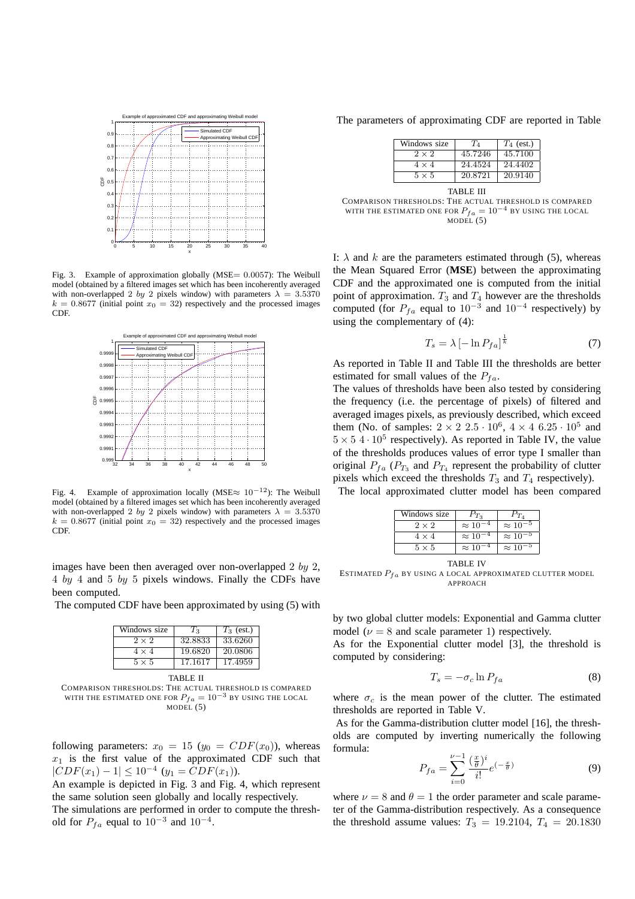Fig. 3. Example of approximation globally (MSE$= 0.0057$): The Weibull model (obtained by a filtered images set which has been incoherently averaged with non-overlapped 2 *by* 2 pixels window) with parameters $\lambda = 3.5370$ $k = 0.8677$ (initial point $x_0 = 32$) respectively and the processed images CDF.

Fig. 4. Example of approximation locally (MSE$\approx 10^{-12}$): The Weibull model (obtained by a filtered images set which has been incoherently averaged with non-overlapped 2 *by* 2 pixels window) with parameters $\lambda = 3.5370$ $k = 0.8677$ (initial point $x_0 = 32$) respectively and the processed images CDF.

images have been then averaged over non-overlapped 2 *by* 2, 4 *by* 4 and 5 *by* 5 pixels windows. Finally the CDFs have been computed.

The computed CDF have been approximated by using (5) with following parameters: $x_0 = 15$ ($y_0 = CDF(x_0)$), whereas $x_1$ is the first value of the approximated CDF such that $|CDF(x_1) - 1| \leq 10^{-4}$ ($y_1 = CDF(x_1)$).

An example is depicted in Fig. 3 and Fig. 4, which represent the same solution seen globally and locally respectively.

The simulations are performed in order to compute the threshold for $P_{fa}$ equal to $10^{-3}$ and $10^{-4}$.

| Windows size | $T_3$ | $T_3$ (est.) |
|---|---|---|
| $2 \times 2$ | 32.8833 | 33.6260 |
| $4 \times 4$ | 19.6820 | 20.0806 |
| $5 \times 5$ | 17.1617 | 17.4959 |

TABLE II
COMPARISON THRESHOLDS: THE ACTUAL THRESHOLD IS COMPARED WITH THE ESTIMATED ONE FOR $P_{fa} = 10^{-3}$ BY USING THE LOCAL MODEL (5)

The parameters of approximating CDF are reported in Table

| Windows size | $T_4$ | $T_4$ (est.) |
|---|---|---|
| $2 \times 2$ | 45.7246 | 45.7100 |
| $4 \times 4$ | 24.4524 | 24.4402 |
| $5 \times 5$ | 20.8721 | 20.9140 |

TABLE III
COMPARISON THRESHOLDS: THE ACTUAL THRESHOLD IS COMPARED WITH THE ESTIMATED ONE FOR $P_{fa} = 10^{-4}$ BY USING THE LOCAL MODEL (5)

I: $\lambda$ and $k$ are the parameters estimated through (5), whereas the Mean Squared Error (**MSE**) between the approximating CDF and the approximated one is computed from the initial point of approximation. $T_3$ and $T_4$ however are the thresholds computed (for $P_{fa}$ equal to $10^{-3}$ and $10^{-4}$ respectively) by using the complementary of (4):

$$T_s = \lambda \left[ -\ln P_{fa} \right]^{\frac{1}{k}} \tag{7}$$

As reported in Table II and Table III the thresholds are better estimated for small values of the $P_{fa}$.

The values of thresholds have been also tested by considering the frequency (i.e. the percentage of pixels) of filtered and averaged images pixels, as previously described, which exceed them (No. of samples: $2 \times 2$ $2.5 \cdot 10^6$, $4 \times 4$ $6.25 \cdot 10^5$ and $5 \times 5$ $4 \cdot 10^5$ respectively). As reported in Table IV, the value of the thresholds produces values of error type I smaller than original $P_{fa}$ ($P_{T_3}$ and $P_{T_4}$ represent the probability of clutter pixels which exceed the thresholds $T_3$ and $T_4$ respectively).

The local approximated clutter model has been compared

| Windows size | $P_{T_3}$ | $P_{T_4}$ |
|---|---|---|
| $2 \times 2$ | $\approx 10^{-4}$ | $\approx 10^{-5}$ |
| $4 \times 4$ | $\approx 10^{-4}$ | $\approx 10^{-5}$ |
| $5 \times 5$ | $\approx 10^{-4}$ | $\approx 10^{-5}$ |

TABLE IV
ESTIMATED $P_{fa}$ BY USING A LOCAL APPROXIMATED CLUTTER MODEL APPROACH

by two global clutter models: Exponential and Gamma clutter model ($\nu = 8$ and scale parameter 1) respectively.

As for the Exponential clutter model [3], the threshold is computed by considering:

$$T_s = -\sigma_c \ln P_{fa} \tag{8}$$

where $\sigma_c$ is the mean power of the clutter. The estimated thresholds are reported in Table V.

As for the Gamma-distribution clutter model [16], the thresholds are computed by inverting numerically the following formula:

$$P_{fa} = \sum_{i=0}^{\nu-1} \frac{(\frac{x}{\theta})^i}{i!} e^{(-\frac{x}{\theta})} \tag{9}$$

where $\nu = 8$ and $\theta = 1$ the order parameter and scale parameter of the Gamma-distribution respectively. As a consequence the threshold assume values: $T_3 = 19.2104$, $T_4 = 20.1830$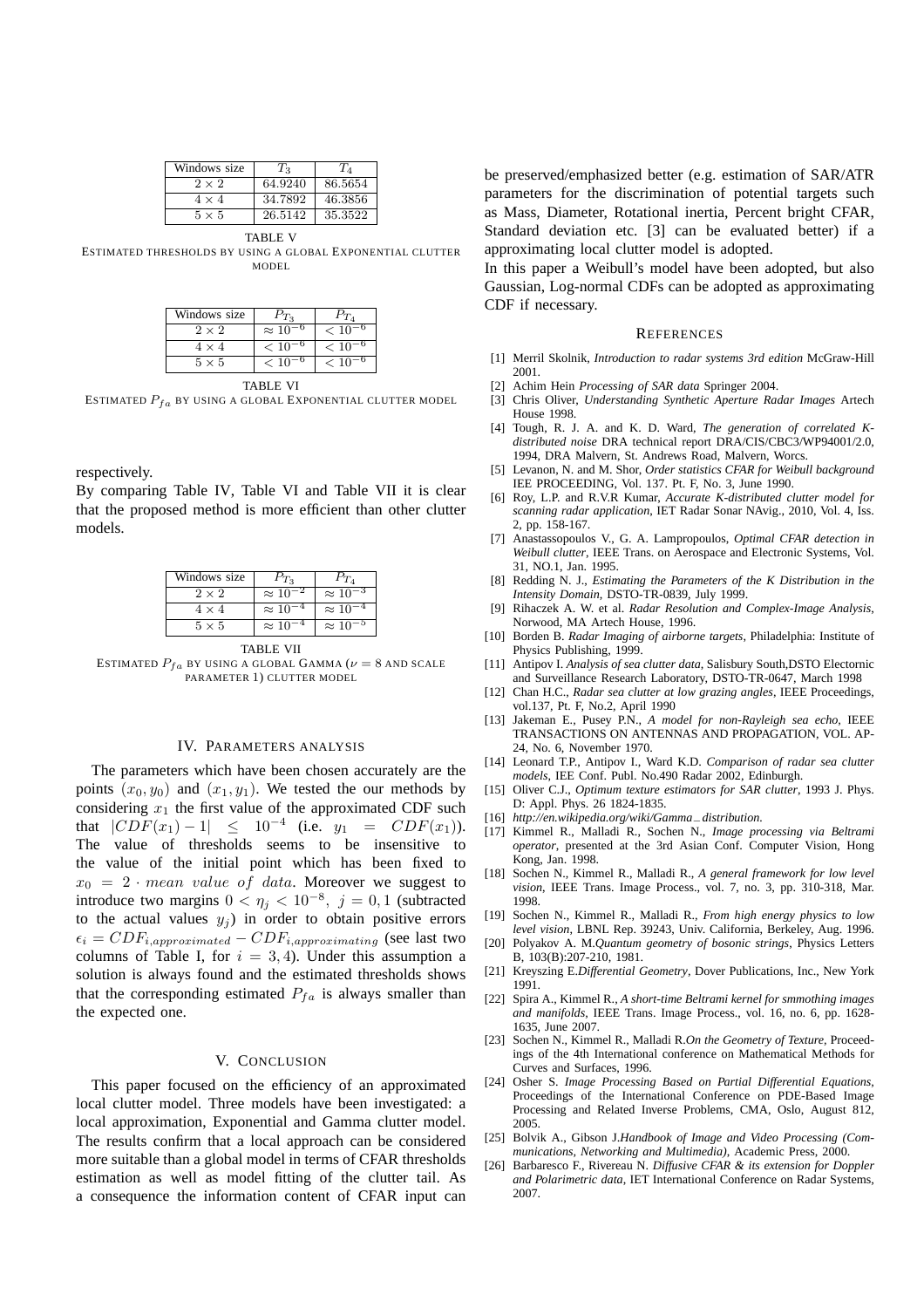| Windows size | $T_3$ | $T_4$ |
| --- | --- | --- |
| $2 \times 2$ | 64.9240 | 86.5654 |
| $4 \times 4$ | 34.7892 | 46.3856 |
| $5 \times 5$ | 26.5142 | 35.3522 |

TABLE V
ESTIMATED THRESHOLDS BY USING A GLOBAL EXPONENTIAL CLUTTER MODEL

| Windows size | $P_{T_3}$ | $P_{T_4}$ |
| --- | --- | --- |
| $2 \times 2$ | $\approx 10^{-6}$ | $< 10^{-6}$ |
| $4 \times 4$ | $< 10^{-6}$ | $< 10^{-6}$ |
| $5 \times 5$ | $< 10^{-6}$ | $< 10^{-6}$ |

TABLE VI
ESTIMATED $P_{fa}$ BY USING A GLOBAL EXPONENTIAL CLUTTER MODEL

respectively.

By comparing Table IV, Table VI and Table VII it is clear that the proposed method is more efficient than other clutter models.

| Windows size | $P_{T_3}$ | $P_{T_4}$ |
| --- | --- | --- |
| $2 \times 2$ | $\approx 10^{-2}$ | $\approx 10^{-3}$ |
| $4 \times 4$ | $\approx 10^{-4}$ | $\approx 10^{-4}$ |
| $5 \times 5$ | $\approx 10^{-4}$ | $\approx 10^{-5}$ |

TABLE VII
ESTIMATED $P_{fa}$ BY USING A GLOBAL GAMMA ($\nu = 8$ AND SCALE PARAMETER 1) CLUTTER MODEL

## IV. PARAMETERS ANALYSIS

The parameters which have been chosen accurately are the points $(x_0, y_0)$ and $(x_1, y_1)$. We tested the our methods by considering $x_1$ the first value of the approximated CDF such that $|CDF(x_1) - 1| \leq 10^{-4}$ (i.e. $y_1 = CDF(x_1)$). The value of thresholds seems to be insensitive to the value of the initial point which has been fixed to $x_0 = 2 \cdot mean\ value\ of\ data$. Moreover we suggest to introduce two margins $0 < \eta_j < 10^{-8},\ j = 0, 1$ (subtracted to the actual values $y_j$) in order to obtain positive errors $\epsilon_i = CDF_{i,approximated} - CDF_{i,approximating}$ (see last two columns of Table I, for $i = 3, 4$). Under this assumption a solution is always found and the estimated thresholds shows that the corresponding estimated $P_{fa}$ is always smaller than the expected one.

## V. CONCLUSION

This paper focused on the efficiency of an approximated local clutter model. Three models have been investigated: a local approximation, Exponential and Gamma clutter model. The results confirm that a local approach can be considered more suitable than a global model in terms of CFAR thresholds estimation as well as model fitting of the clutter tail. As a consequence the information content of CFAR input can be preserved/emphasized better (e.g. estimation of SAR/ATR parameters for the discrimination of potential targets such as Mass, Diameter, Rotational inertia, Percent bright CFAR, Standard deviation etc. [3] can be evaluated better) if a approximating local clutter model is adopted.

In this paper a Weibull's model have been adopted, but also Gaussian, Log-normal CDFs can be adopted as approximating CDF if necessary.

## REFERENCES

[1] Merril Skolnik, *Introduction to radar systems 3rd edition* McGraw-Hill 2001.

[2] Achim Hein *Processing of SAR data* Springer 2004.

[3] Chris Oliver, *Understanding Synthetic Aperture Radar Images* Artech House 1998.

[4] Tough, R. J. A. and K. D. Ward, *The generation of correlated K-distributed noise* DRA technical report DRA/CIS/CBC3/WP94001/2.0, 1994, DRA Malvern, St. Andrews Road, Malvern, Worcs.

[5] Levanon, N. and M. Shor, *Order statistics CFAR for Weibull background* IEE PROCEEDING, Vol. 137. Pt. F, No. 3, June 1990.

[6] Roy, L.P. and R.V.R Kumar, *Accurate K-distributed clutter model for scanning radar application*, IET Radar Sonar NAvig., 2010, Vol. 4, Iss. 2, pp. 158-167.

[7] Anastassopoulos V., G. A. Lampropoulos, *Optimal CFAR detection in Weibull clutter*, IEEE Trans. on Aerospace and Electronic Systems, Vol. 31, NO.1, Jan. 1995.

[8] Redding N. J., *Estimating the Parameters of the K Distribution in the Intensity Domain*, DSTO-TR-0839, July 1999.

[9] Rihaczek A. W. et al. *Radar Resolution and Complex-Image Analysis*, Norwood, MA Artech House, 1996.

[10] Borden B. *Radar Imaging of airborne targets*, Philadelphia: Institute of Physics Publishing, 1999.

[11] Antipov I. *Analysis of sea clutter data*, Salisbury South,DSTO Electornic and Surveillance Research Laboratory, DSTO-TR-0647, March 1998

[12] Chan H.C., *Radar sea clutter at low grazing angles*, IEEE Proceedings, vol.137, Pt. F, No.2, April 1990

[13] Jakeman E., Pusey P.N., *A model for non-Rayleigh sea echo*, IEEE TRANSACTIONS ON ANTENNAS AND PROPAGATION, VOL. AP-24, No. 6, November 1970.

[14] Leonard T.P., Antipov I., Ward K.D. *Comparison of radar sea clutter models*, IEE Conf. Publ. No.490 Radar 2002, Edinburgh.

[15] Oliver C.J., *Optimum texture estimators for SAR clutter*, 1993 J. Phys. D: Appl. Phys. 26 1824-1835.

[16] *http://en.wikipedia.org/wiki/Gamma_distribution.*

[17] Kimmel R., Malladi R., Sochen N., *Image processing via Beltrami operator*, presented at the 3rd Asian Conf. Computer Vision, Hong Kong, Jan. 1998.

[18] Sochen N., Kimmel R., Malladi R., *A general framework for low level vision*, IEEE Trans. Image Process., vol. 7, no. 3, pp. 310-318, Mar. 1998.

[19] Sochen N., Kimmel R., Malladi R., *From high energy physics to low level vision*, LBNL Rep. 39243, Univ. California, Berkeley, Aug. 1996.

[20] Polyakov A. M.*Quantum geometry of bosonic strings*, Physics Letters B, 103(B):207-210, 1981.

[21] Kreyszing E.*Differential Geometry*, Dover Publications, Inc., New York 1991.

[22] Spira A., Kimmel R., *A short-time Beltrami kernel for smmothing images and manifolds*, IEEE Trans. Image Process., vol. 16, no. 6, pp. 1628-1635, June 2007.

[23] Sochen N., Kimmel R., Malladi R.*On the Geometry of Texture*, Proceedings of the 4th International conference on Mathematical Methods for Curves and Surfaces, 1996.

[24] Osher S. *Image Processing Based on Partial Differential Equations*, Proceedings of the International Conference on PDE-Based Image Processing and Related Inverse Problems, CMA, Oslo, August 812, 2005.

[25] Bolvik A., Gibson J.*Handbook of Image and Video Processing (Communications, Networking and Multimedia)*, Academic Press, 2000.

[26] Barbaresco F., Rivereau N. *Diffusive CFAR & its extension for Doppler and Polarimetric data*, IET International Conference on Radar Systems, 2007.